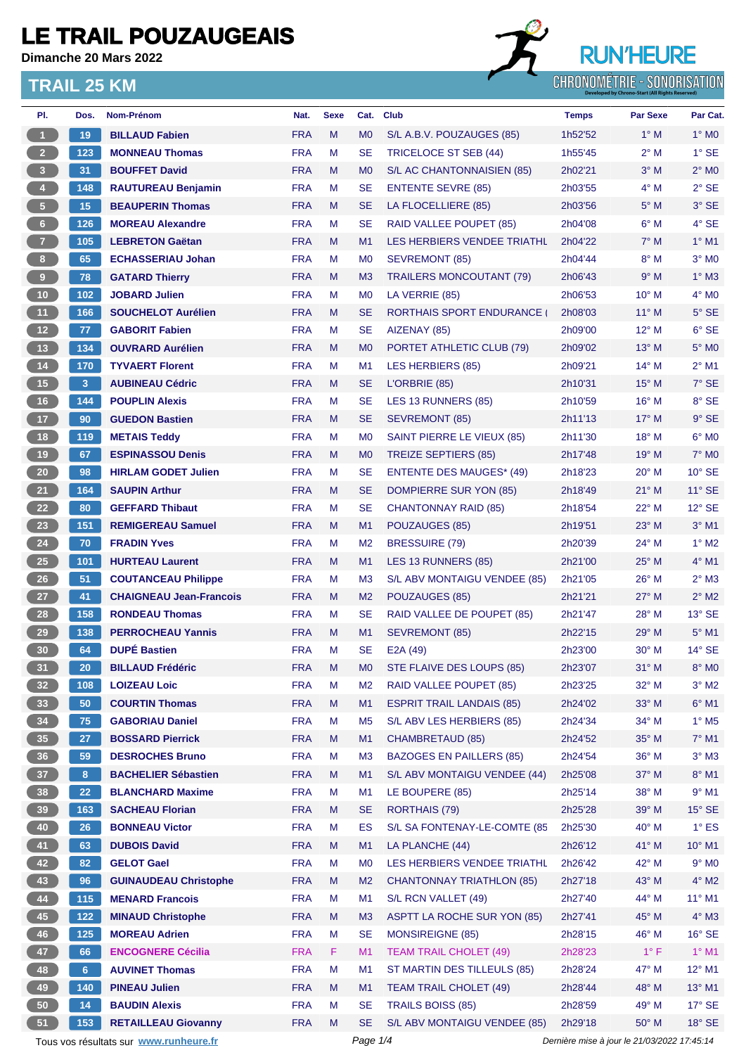# LE TRAIL POUZAUGEAIS

**Dimanche 20 Mars 2022**

## TRAIL 25 KM

RUN'HEURE
CHRONOMÉTRIE - SONORISATION

| Pl. | Dos. | Nom-Prénom | Nat. | Sexe | Cat. | Club | Temps | Par Sexe | Par Cat. |
|---|---|---|---|---|---|---|---|---|---|
| 1 | 19 | **BILLAUD Fabien** | FRA | M | M0 | S/L A.B.V. POUZAUGES (85) | 1h52'52 | 1° M | 1° M0 |
| 2 | 123 | **MONNEAU Thomas** | FRA | M | SE | TRICELOCE ST SEB (44) | 1h55'45 | 2° M | 1° SE |
| 3 | 31 | **BOUFFET David** | FRA | M | M0 | S/L AC CHANTONNAISIEN (85) | 2h02'21 | 3° M | 2° M0 |
| 4 | 148 | **RAUTUREAU Benjamin** | FRA | M | SE | ENTENTE SEVRE (85) | 2h03'55 | 4° M | 2° SE |
| 5 | 15 | **BEAUPERIN Thomas** | FRA | M | SE | LA FLOCELLIERE (85) | 2h03'56 | 5° M | 3° SE |
| 6 | 126 | **MOREAU Alexandre** | FRA | M | SE | RAID VALLEE POUPET (85) | 2h04'08 | 6° M | 4° SE |
| 7 | 105 | **LEBRETON Gaëtan** | FRA | M | M1 | LES HERBIERS VENDEE TRIATHL | 2h04'22 | 7° M | 1° M1 |
| 8 | 65 | **ECHASSERIAU Johan** | FRA | M | M0 | SEVREMONT (85) | 2h04'44 | 8° M | 3° M0 |
| 9 | 78 | **GATARD Thierry** | FRA | M | M3 | TRAILERS MONCOUTANT (79) | 2h06'43 | 9° M | 1° M3 |
| 10 | 102 | **JOBARD Julien** | FRA | M | M0 | LA VERRIE (85) | 2h06'53 | 10° M | 4° M0 |
| 11 | 166 | **SOUCHELOT Aurélien** | FRA | M | SE | RORTHAIS SPORT ENDURANCE ( | 2h08'03 | 11° M | 5° SE |
| 12 | 77 | **GABORIT Fabien** | FRA | M | SE | AIZENAY (85) | 2h09'00 | 12° M | 6° SE |
| 13 | 134 | **OUVRARD Aurélien** | FRA | M | M0 | PORTET ATHLETIC CLUB (79) | 2h09'02 | 13° M | 5° M0 |
| 14 | 170 | **TYVAERT Florent** | FRA | M | M1 | LES HERBIERS (85) | 2h09'21 | 14° M | 2° M1 |
| 15 | 3 | **AUBINEAU Cédric** | FRA | M | SE | L'ORBRIE (85) | 2h10'31 | 15° M | 7° SE |
| 16 | 144 | **POUPLIN Alexis** | FRA | M | SE | LES 13 RUNNERS (85) | 2h10'59 | 16° M | 8° SE |
| 17 | 90 | **GUEDON Bastien** | FRA | M | SE | SEVREMONT (85) | 2h11'13 | 17° M | 9° SE |
| 18 | 119 | **METAIS Teddy** | FRA | M | M0 | SAINT PIERRE LE VIEUX (85) | 2h11'30 | 18° M | 6° M0 |
| 19 | 67 | **ESPINASSOU Denis** | FRA | M | M0 | TREIZE SEPTIERS (85) | 2h17'48 | 19° M | 7° M0 |
| 20 | 98 | **HIRLAM GODET Julien** | FRA | M | SE | ENTENTE DES MAUGES* (49) | 2h18'23 | 20° M | 10° SE |
| 21 | 164 | **SAUPIN Arthur** | FRA | M | SE | DOMPIERRE SUR YON (85) | 2h18'49 | 21° M | 11° SE |
| 22 | 80 | **GEFFARD Thibaut** | FRA | M | SE | CHANTONNAY RAID (85) | 2h18'54 | 22° M | 12° SE |
| 23 | 151 | **REMIGEREAU Samuel** | FRA | M | M1 | POUZAUGES (85) | 2h19'51 | 23° M | 3° M1 |
| 24 | 70 | **FRADIN Yves** | FRA | M | M2 | BRESSUIRE (79) | 2h20'39 | 24° M | 1° M2 |
| 25 | 101 | **HURTEAU Laurent** | FRA | M | M1 | LES 13 RUNNERS (85) | 2h21'00 | 25° M | 4° M1 |
| 26 | 51 | **COUTANCEAU Philippe** | FRA | M | M3 | S/L ABV MONTAIGU VENDEE (85) | 2h21'05 | 26° M | 2° M3 |
| 27 | 41 | **CHAIGNEAU Jean-Francois** | FRA | M | M2 | POUZAUGES (85) | 2h21'21 | 27° M | 2° M2 |
| 28 | 158 | **RONDEAU Thomas** | FRA | M | SE | RAID VALLEE DE POUPET (85) | 2h21'47 | 28° M | 13° SE |
| 29 | 138 | **PERROCHEAU Yannis** | FRA | M | M1 | SEVREMONT (85) | 2h22'15 | 29° M | 5° M1 |
| 30 | 64 | **DUPÉ Bastien** | FRA | M | SE | E2A (49) | 2h23'00 | 30° M | 14° SE |
| 31 | 20 | **BILLAUD Frédéric** | FRA | M | M0 | STE FLAIVE DES LOUPS (85) | 2h23'07 | 31° M | 8° M0 |
| 32 | 108 | **LOIZEAU Loic** | FRA | M | M2 | RAID VALLEE POUPET (85) | 2h23'25 | 32° M | 3° M2 |
| 33 | 50 | **COURTIN Thomas** | FRA | M | M1 | ESPRIT TRAIL LANDAIS (85) | 2h24'02 | 33° M | 6° M1 |
| 34 | 75 | **GABORIAU Daniel** | FRA | M | M5 | S/L ABV LES HERBIERS (85) | 2h24'34 | 34° M | 1° M5 |
| 35 | 27 | **BOSSARD Pierrick** | FRA | M | M1 | CHAMBRETAUD (85) | 2h24'52 | 35° M | 7° M1 |
| 36 | 59 | **DESROCHES Bruno** | FRA | M | M3 | BAZOGES EN PAILLERS (85) | 2h24'54 | 36° M | 3° M3 |
| 37 | 8 | **BACHELIER Sébastien** | FRA | M | M1 | S/L ABV MONTAIGU VENDEE (44) | 2h25'08 | 37° M | 8° M1 |
| 38 | 22 | **BLANCHARD Maxime** | FRA | M | M1 | LE BOUPERE (85) | 2h25'14 | 38° M | 9° M1 |
| 39 | 163 | **SACHEAU Florian** | FRA | M | SE | RORTHAIS (79) | 2h25'28 | 39° M | 15° SE |
| 40 | 26 | **BONNEAU Victor** | FRA | M | ES | S/L SA FONTENAY-LE-COMTE (85 | 2h25'30 | 40° M | 1° ES |
| 41 | 63 | **DUBOIS David** | FRA | M | M1 | LA PLANCHE (44) | 2h26'12 | 41° M | 10° M1 |
| 42 | 82 | **GELOT Gael** | FRA | M | M0 | LES HERBIERS VENDEE TRIATHL | 2h26'42 | 42° M | 9° M0 |
| 43 | 96 | **GUINAUDEAU Christophe** | FRA | M | M2 | CHANTONNAY TRIATHLON (85) | 2h27'18 | 43° M | 4° M2 |
| 44 | 115 | **MENARD Francois** | FRA | M | M1 | S/L RCN VALLET (49) | 2h27'40 | 44° M | 11° M1 |
| 45 | 122 | **MINAUD Christophe** | FRA | M | M3 | ASPTT LA ROCHE SUR YON (85) | 2h27'41 | 45° M | 4° M3 |
| 46 | 125 | **MOREAU Adrien** | FRA | M | SE | MONSIREIGNE (85) | 2h28'15 | 46° M | 16° SE |
| 47 | 66 | **ENCOGNERE Cécilia** | FRA | F | M1 | TEAM TRAIL CHOLET (49) | 2h28'23 | 1° F | 1° M1 |
| 48 | 6 | **AUVINET Thomas** | FRA | M | M1 | ST MARTIN DES TILLEULS (85) | 2h28'24 | 47° M | 12° M1 |
| 49 | 140 | **PINEAU Julien** | FRA | M | M1 | TEAM TRAIL CHOLET (49) | 2h28'44 | 48° M | 13° M1 |
| 50 | 14 | **BAUDIN Alexis** | FRA | M | SE | TRAILS BOISS (85) | 2h28'59 | 49° M | 17° SE |
| 51 | 153 | **RETAILLEAU Giovanny** | FRA | M | SE | S/L ABV MONTAIGU VENDEE (85) | 2h29'18 | 50° M | 18° SE |

Tous vos résultats sur www.runheure.fr — Dernière mise à jour le 21/03/2022 17:45:14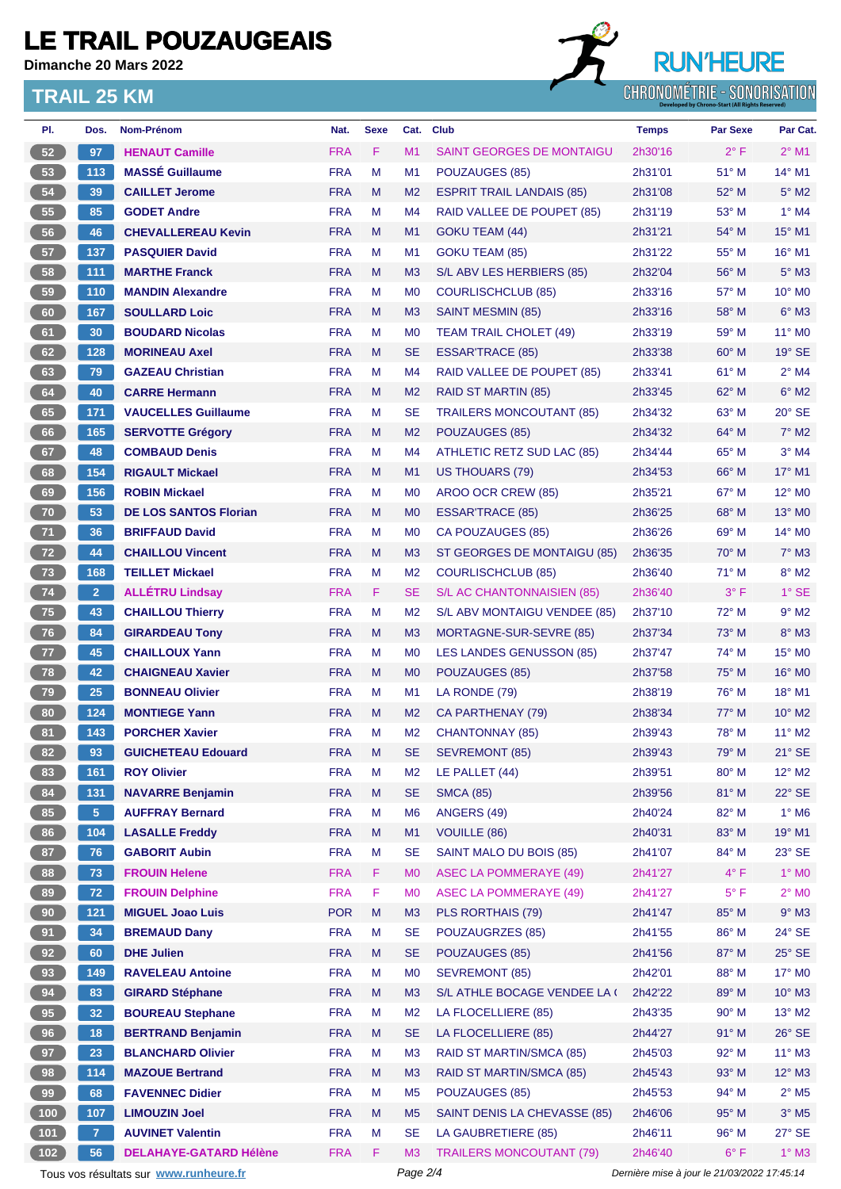# LE TRAIL POUZAUGEAIS

**Dimanche 20 Mars 2022**

## TRAIL 25 KM

| Pl. | Dos. | Nom-Prénom | Nat. | Sexe | Cat. | Club | Temps | Par Sexe | Par Cat. |
|---|---|---|---|---|---|---|---|---|---|
| 52 | 97 | HENAUT Camille | FRA | F | M1 | SAINT GEORGES DE MONTAIGU | 2h30'16 | 2° F | 2° M1 |
| 53 | 113 | MASSÉ Guillaume | FRA | M | M1 | POUZAUGES (85) | 2h31'01 | 51° M | 14° M1 |
| 54 | 39 | CAILLET Jerome | FRA | M | M2 | ESPRIT TRAIL LANDAIS (85) | 2h31'08 | 52° M | 5° M2 |
| 55 | 85 | GODET Andre | FRA | M | M4 | RAID VALLEE DE POUPET (85) | 2h31'19 | 53° M | 1° M4 |
| 56 | 46 | CHEVALLEREAU Kevin | FRA | M | M1 | GOKU TEAM (44) | 2h31'21 | 54° M | 15° M1 |
| 57 | 137 | PASQUIER David | FRA | M | M1 | GOKU TEAM (85) | 2h31'22 | 55° M | 16° M1 |
| 58 | 111 | MARTHE Franck | FRA | M | M3 | S/L ABV LES HERBIERS (85) | 2h32'04 | 56° M | 5° M3 |
| 59 | 110 | MANDIN Alexandre | FRA | M | M0 | COURLISCHCLUB (85) | 2h33'16 | 57° M | 10° M0 |
| 60 | 167 | SOULLARD Loic | FRA | M | M3 | SAINT MESMIN (85) | 2h33'16 | 58° M | 6° M3 |
| 61 | 30 | BOUDARD Nicolas | FRA | M | M0 | TEAM TRAIL CHOLET (49) | 2h33'19 | 59° M | 11° M0 |
| 62 | 128 | MORINEAU Axel | FRA | M | SE | ESSAR'TRACE (85) | 2h33'38 | 60° M | 19° SE |
| 63 | 79 | GAZEAU Christian | FRA | M | M4 | RAID VALLEE DE POUPET (85) | 2h33'41 | 61° M | 2° M4 |
| 64 | 40 | CARRE Hermann | FRA | M | M2 | RAID ST MARTIN (85) | 2h33'45 | 62° M | 6° M2 |
| 65 | 171 | VAUCELLES Guillaume | FRA | M | SE | TRAILERS MONCOUTANT (85) | 2h34'32 | 63° M | 20° SE |
| 66 | 165 | SERVOTTE Grégory | FRA | M | M2 | POUZAUGES (85) | 2h34'32 | 64° M | 7° M2 |
| 67 | 48 | COMBAUD Denis | FRA | M | M4 | ATHLETIC RETZ SUD LAC (85) | 2h34'44 | 65° M | 3° M4 |
| 68 | 154 | RIGAULT Mickael | FRA | M | M1 | US THOUARS (79) | 2h34'53 | 66° M | 17° M1 |
| 69 | 156 | ROBIN Mickael | FRA | M | M0 | AROO OCR CREW (85) | 2h35'21 | 67° M | 12° M0 |
| 70 | 53 | DE LOS SANTOS Florian | FRA | M | M0 | ESSAR'TRACE (85) | 2h36'25 | 68° M | 13° M0 |
| 71 | 36 | BRIFFAUD David | FRA | M | M0 | CA POUZAUGES (85) | 2h36'26 | 69° M | 14° M0 |
| 72 | 44 | CHAILLOU Vincent | FRA | M | M3 | ST GEORGES DE MONTAIGU (85) | 2h36'35 | 70° M | 7° M3 |
| 73 | 168 | TEILLET Mickael | FRA | M | M2 | COURLISCHCLUB (85) | 2h36'40 | 71° M | 8° M2 |
| 74 | 2 | ALLÉTRU Lindsay | FRA | F | SE | S/L AC CHANTONNAISIEN (85) | 2h36'40 | 3° F | 1° SE |
| 75 | 43 | CHAILLOU Thierry | FRA | M | M2 | S/L ABV MONTAIGU VENDEE (85) | 2h37'10 | 72° M | 9° M2 |
| 76 | 84 | GIRARDEAU Tony | FRA | M | M3 | MORTAGNE-SUR-SEVRE (85) | 2h37'34 | 73° M | 8° M3 |
| 77 | 45 | CHAILLOUX Yann | FRA | M | M0 | LES LANDES GENUSSON (85) | 2h37'47 | 74° M | 15° M0 |
| 78 | 42 | CHAIGNEAU Xavier | FRA | M | M0 | POUZAUGES (85) | 2h37'58 | 75° M | 16° M0 |
| 79 | 25 | BONNEAU Olivier | FRA | M | M1 | LA RONDE (79) | 2h38'19 | 76° M | 18° M1 |
| 80 | 124 | MONTIEGE Yann | FRA | M | M2 | CA PARTHENAY (79) | 2h38'34 | 77° M | 10° M2 |
| 81 | 143 | PORCHER Xavier | FRA | M | M2 | CHANTONNAY (85) | 2h39'43 | 78° M | 11° M2 |
| 82 | 93 | GUICHETEAU Edouard | FRA | M | SE | SEVREMONT (85) | 2h39'43 | 79° M | 21° SE |
| 83 | 161 | ROY Olivier | FRA | M | M2 | LE PALLET (44) | 2h39'51 | 80° M | 12° M2 |
| 84 | 131 | NAVARRE Benjamin | FRA | M | SE | SMCA (85) | 2h39'56 | 81° M | 22° SE |
| 85 | 5 | AUFFRAY Bernard | FRA | M | M6 | ANGERS (49) | 2h40'24 | 82° M | 1° M6 |
| 86 | 104 | LASALLE Freddy | FRA | M | M1 | VOUILLE (86) | 2h40'31 | 83° M | 19° M1 |
| 87 | 76 | GABORIT Aubin | FRA | M | SE | SAINT MALO DU BOIS (85) | 2h41'07 | 84° M | 23° SE |
| 88 | 73 | FROUIN Helene | FRA | F | M0 | ASEC LA POMMERAYE (49) | 2h41'27 | 4° F | 1° M0 |
| 89 | 72 | FROUIN Delphine | FRA | F | M0 | ASEC LA POMMERAYE (49) | 2h41'27 | 5° F | 2° M0 |
| 90 | 121 | MIGUEL Joao Luis | POR | M | M3 | PLS RORTHAIS (79) | 2h41'47 | 85° M | 9° M3 |
| 91 | 34 | BREMAUD Dany | FRA | M | SE | POUZAUGRZES (85) | 2h41'55 | 86° M | 24° SE |
| 92 | 60 | DHE Julien | FRA | M | SE | POUZAUGES (85) | 2h41'56 | 87° M | 25° SE |
| 93 | 149 | RAVELEAU Antoine | FRA | M | M0 | SEVREMONT (85) | 2h42'01 | 88° M | 17° M0 |
| 94 | 83 | GIRARD Stéphane | FRA | M | M3 | S/L ATHLE BOCAGE VENDEE LA ( | 2h42'22 | 89° M | 10° M3 |
| 95 | 32 | BOUREAU Stephane | FRA | M | M2 | LA FLOCELLIERE (85) | 2h43'35 | 90° M | 13° M2 |
| 96 | 18 | BERTRAND Benjamin | FRA | M | SE | LA FLOCELLIERE (85) | 2h44'27 | 91° M | 26° SE |
| 97 | 23 | BLANCHARD Olivier | FRA | M | M3 | RAID ST MARTIN/SMCA (85) | 2h45'03 | 92° M | 11° M3 |
| 98 | 114 | MAZOUE Bertrand | FRA | M | M3 | RAID ST MARTIN/SMCA (85) | 2h45'43 | 93° M | 12° M3 |
| 99 | 68 | FAVENNEC Didier | FRA | M | M5 | POUZAUGES (85) | 2h45'53 | 94° M | 2° M5 |
| 100 | 107 | LIMOUZIN Joel | FRA | M | M5 | SAINT DENIS LA CHEVASSE (85) | 2h46'06 | 95° M | 3° M5 |
| 101 | 7 | AUVINET Valentin | FRA | M | SE | LA GAUBRETIERE (85) | 2h46'11 | 96° M | 27° SE |
| 102 | 56 | DELAHAYE-GATARD Hélène | FRA | F | M3 | TRAILERS MONCOUTANT (79) | 2h46'40 | 6° F | 1° M3 |

Tous vos résultats sur www.runheure.fr — Dernière mise à jour le 21/03/2022 17:45:14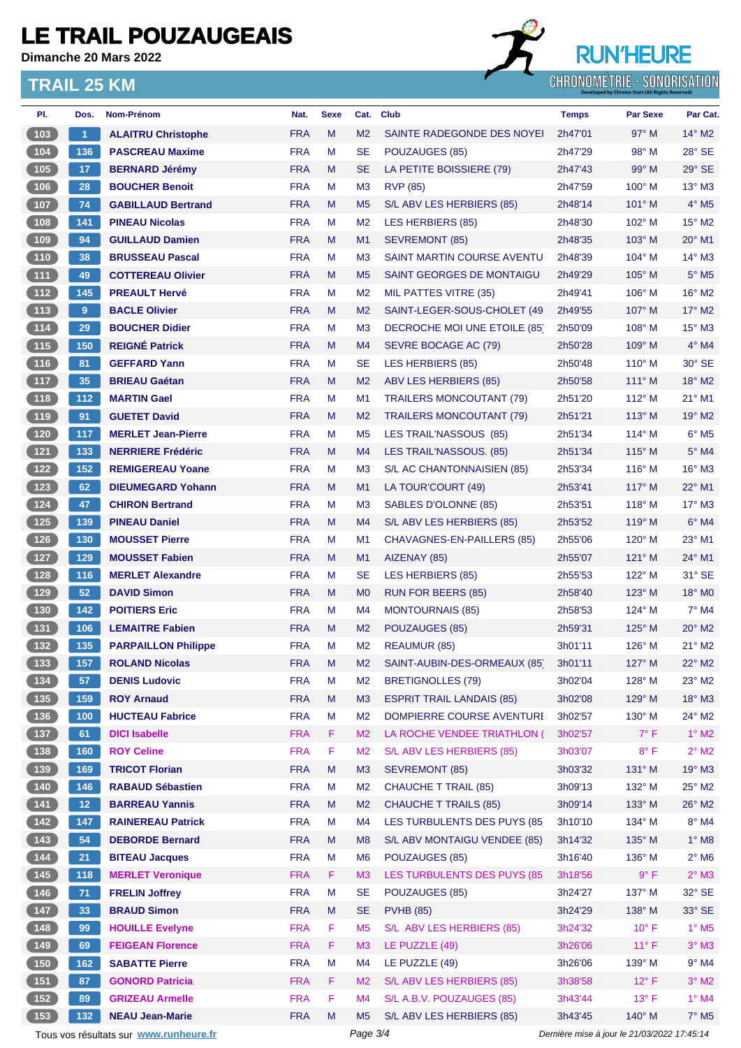# LE TRAIL POUZAUGEAIS

**Dimanche 20 Mars 2022**

## TRAIL 25 KM

RUN'HEURE
CHRONOMÉTRIE - SONORISATION

| Pl. | Dos. | Nom-Prénom | Nat. | Sexe | Cat. | Club | Temps | Par Sexe | Par Cat. |
|---|---|---|---|---|---|---|---|---|---|
| 103 | 1 | **ALAITRU Christophe** | FRA | M | M2 | SAINTE RADEGONDE DES NOYEI | 2h47'01 | 97° M | 14° M2 |
| 104 | 136 | **PASCREAU Maxime** | FRA | M | SE | POUZAUGES (85) | 2h47'29 | 98° M | 28° SE |
| 105 | 17 | **BERNARD Jérémy** | FRA | M | SE | LA PETITE BOISSIERE (79) | 2h47'43 | 99° M | 29° SE |
| 106 | 28 | **BOUCHER Benoit** | FRA | M | M3 | RVP (85) | 2h47'59 | 100° M | 13° M3 |
| 107 | 74 | **GABILLAUD Bertrand** | FRA | M | M5 | S/L ABV LES HERBIERS (85) | 2h48'14 | 101° M | 4° M5 |
| 108 | 141 | **PINEAU Nicolas** | FRA | M | M2 | LES HERBIERS (85) | 2h48'30 | 102° M | 15° M2 |
| 109 | 94 | **GUILLAUD Damien** | FRA | M | M1 | SEVREMONT (85) | 2h48'35 | 103° M | 20° M1 |
| 110 | 38 | **BRUSSEAU Pascal** | FRA | M | M3 | SAINT MARTIN COURSE AVENTU | 2h48'39 | 104° M | 14° M3 |
| 111 | 49 | **COTTEREAU Olivier** | FRA | M | M5 | SAINT GEORGES DE MONTAIGU | 2h49'29 | 105° M | 5° M5 |
| 112 | 145 | **PREAULT Hervé** | FRA | M | M2 | MIL PATTES VITRE (35) | 2h49'41 | 106° M | 16° M2 |
| 113 | 9 | **BACLE Olivier** | FRA | M | M2 | SAINT-LEGER-SOUS-CHOLET (49 | 2h49'55 | 107° M | 17° M2 |
| 114 | 29 | **BOUCHER Didier** | FRA | M | M3 | DECROCHE MOI UNE ETOILE (85) | 2h50'09 | 108° M | 15° M3 |
| 115 | 150 | **REIGNÉ Patrick** | FRA | M | M4 | SEVRE BOCAGE AC (79) | 2h50'28 | 109° M | 4° M4 |
| 116 | 81 | **GEFFARD Yann** | FRA | M | SE | LES HERBIERS (85) | 2h50'48 | 110° M | 30° SE |
| 117 | 35 | **BRIEAU Gaétan** | FRA | M | M2 | ABV LES HERBIERS (85) | 2h50'58 | 111° M | 18° M2 |
| 118 | 112 | **MARTIN Gael** | FRA | M | M1 | TRAILERS MONCOUTANT (79) | 2h51'20 | 112° M | 21° M1 |
| 119 | 91 | **GUETET David** | FRA | M | M2 | TRAILERS MONCOUTANT (79) | 2h51'21 | 113° M | 19° M2 |
| 120 | 117 | **MERLET Jean-Pierre** | FRA | M | M5 | LES TRAIL'NASSOUS (85) | 2h51'34 | 114° M | 6° M5 |
| 121 | 133 | **NERRIERE Frédéric** | FRA | M | M4 | LES TRAIL'NASSOUS. (85) | 2h51'34 | 115° M | 5° M4 |
| 122 | 152 | **REMIGEREAU Yoane** | FRA | M | M3 | S/L AC CHANTONNAISIEN (85) | 2h53'34 | 116° M | 16° M3 |
| 123 | 62 | **DIEUMEGARD Yohann** | FRA | M | M1 | LA TOUR'COURT (49) | 2h53'41 | 117° M | 22° M1 |
| 124 | 47 | **CHIRON Bertrand** | FRA | M | M3 | SABLES D'OLONNE (85) | 2h53'51 | 118° M | 17° M3 |
| 125 | 139 | **PINEAU Daniel** | FRA | M | M4 | S/L ABV LES HERBIERS (85) | 2h53'52 | 119° M | 6° M4 |
| 126 | 130 | **MOUSSET Pierre** | FRA | M | M1 | CHAVAGNES-EN-PAILLERS (85) | 2h55'06 | 120° M | 23° M1 |
| 127 | 129 | **MOUSSET Fabien** | FRA | M | M1 | AIZENAY (85) | 2h55'07 | 121° M | 24° M1 |
| 128 | 116 | **MERLET Alexandre** | FRA | M | SE | LES HERBIERS (85) | 2h55'53 | 122° M | 31° SE |
| 129 | 52 | **DAVID Simon** | FRA | M | M0 | RUN FOR BEERS (85) | 2h58'40 | 123° M | 18° M0 |
| 130 | 142 | **POITIERS Eric** | FRA | M | M4 | MONTOURNAIS (85) | 2h58'53 | 124° M | 7° M4 |
| 131 | 106 | **LEMAITRE Fabien** | FRA | M | M2 | POUZAUGES (85) | 2h59'31 | 125° M | 20° M2 |
| 132 | 135 | **PARPAILLON Philippe** | FRA | M | M2 | REAUMUR (85) | 3h01'11 | 126° M | 21° M2 |
| 133 | 157 | **ROLAND Nicolas** | FRA | M | M2 | SAINT-AUBIN-DES-ORMEAUX (85) | 3h01'11 | 127° M | 22° M2 |
| 134 | 57 | **DENIS Ludovic** | FRA | M | M2 | BRETIGNOLLES (79) | 3h02'04 | 128° M | 23° M2 |
| 135 | 159 | **ROY Arnaud** | FRA | M | M3 | ESPRIT TRAIL LANDAIS (85) | 3h02'08 | 129° M | 18° M3 |
| 136 | 100 | **HUCTEAU Fabrice** | FRA | M | M2 | DOMPIERRE COURSE AVENTURI | 3h02'57 | 130° M | 24° M2 |
| 137 | 61 | **DICI Isabelle** | FRA | F | M2 | LA ROCHE VENDEE TRIATHLON ( | 3h02'57 | 7° F | 1° M2 |
| 138 | 160 | **ROY Celine** | FRA | F | M2 | S/L ABV LES HERBIERS (85) | 3h03'07 | 8° F | 2° M2 |
| 139 | 169 | **TRICOT Florian** | FRA | M | M3 | SEVREMONT (85) | 3h03'32 | 131° M | 19° M3 |
| 140 | 146 | **RABAUD Sébastien** | FRA | M | M2 | CHAUCHE T TRAIL (85) | 3h09'13 | 132° M | 25° M2 |
| 141 | 12 | **BARREAU Yannis** | FRA | M | M2 | CHAUCHE T TRAILS (85) | 3h09'14 | 133° M | 26° M2 |
| 142 | 147 | **RAINEREAU Patrick** | FRA | M | M4 | LES TURBULENTS DES PUYS (85 | 3h10'10 | 134° M | 8° M4 |
| 143 | 54 | **DEBORDE Bernard** | FRA | M | M8 | S/L ABV MONTAIGU VENDEE (85) | 3h14'32 | 135° M | 1° M8 |
| 144 | 21 | **BITEAU Jacques** | FRA | M | M6 | POUZAUGES (85) | 3h16'40 | 136° M | 2° M6 |
| 145 | 118 | **MERLET Veronique** | FRA | F | M3 | LES TURBULENTS DES PUYS (85 | 3h18'56 | 9° F | 2° M3 |
| 146 | 71 | **FRELIN Joffrey** | FRA | M | SE | POUZAUGES (85) | 3h24'27 | 137° M | 32° SE |
| 147 | 33 | **BRAUD Simon** | FRA | M | SE | PVHB (85) | 3h24'29 | 138° M | 33° SE |
| 148 | 99 | **HOUILLE Evelyne** | FRA | F | M5 | S/L ABV LES HERBIERS (85) | 3h24'32 | 10° F | 1° M5 |
| 149 | 69 | **FEIGEAN Florence** | FRA | F | M3 | LE PUZZLE (49) | 3h26'06 | 11° F | 3° M3 |
| 150 | 162 | **SABATTE Pierre** | FRA | M | M4 | LE PUZZLE (49) | 3h26'06 | 139° M | 9° M4 |
| 151 | 87 | **GONORD Patricia** | FRA | F | M2 | S/L ABV LES HERBIERS (85) | 3h38'58 | 12° F | 3° M2 |
| 152 | 89 | **GRIZEAU Armelle** | FRA | F | M4 | S/L A.B.V. POUZAUGES (85) | 3h43'44 | 13° F | 1° M4 |
| 153 | 132 | **NEAU Jean-Marie** | FRA | M | M5 | S/L ABV LES HERBIERS (85) | 3h43'45 | 140° M | 7° M5 |

Tous vos résultats sur **www.runheure.fr** — *Dernière mise à jour le 21/03/2022 17:45:14*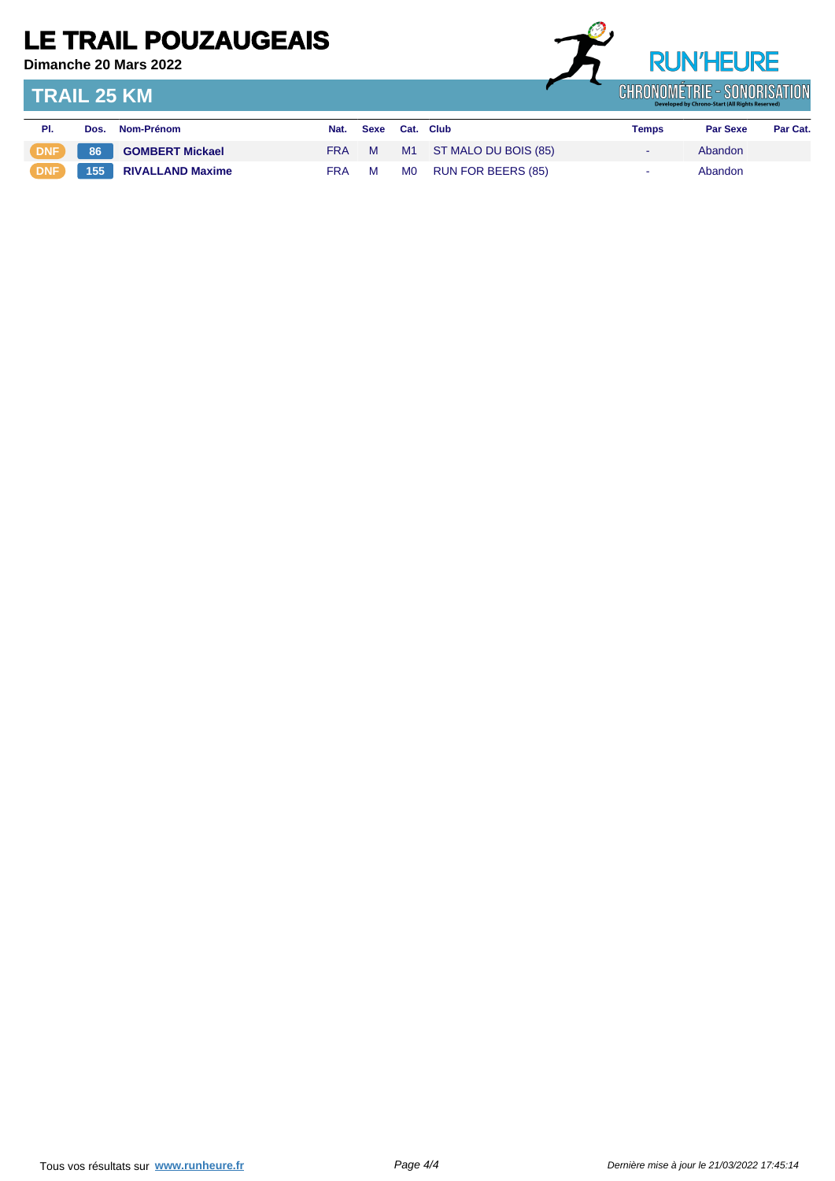# LE TRAIL POUZAUGEAIS

**Dimanche 20 Mars 2022**

## TRAIL 25 KM

| Pl. | Dos. | Nom-Prénom | Nat. | Sexe | Cat. | Club | Temps | Par Sexe | Par Cat. |
|---|---|---|---|---|---|---|---|---|---|
| DNF | 86 | **GOMBERT Mickael** | FRA | M | M1 | ST MALO DU BOIS (85) | - | Abandon | |
| DNF | 155 | **RIVALLAND Maxime** | FRA | M | M0 | RUN FOR BEERS (85) | - | Abandon | |

Tous vos résultats sur **www.runheure.fr**

*Dernière mise à jour le 21/03/2022 17:45:14*